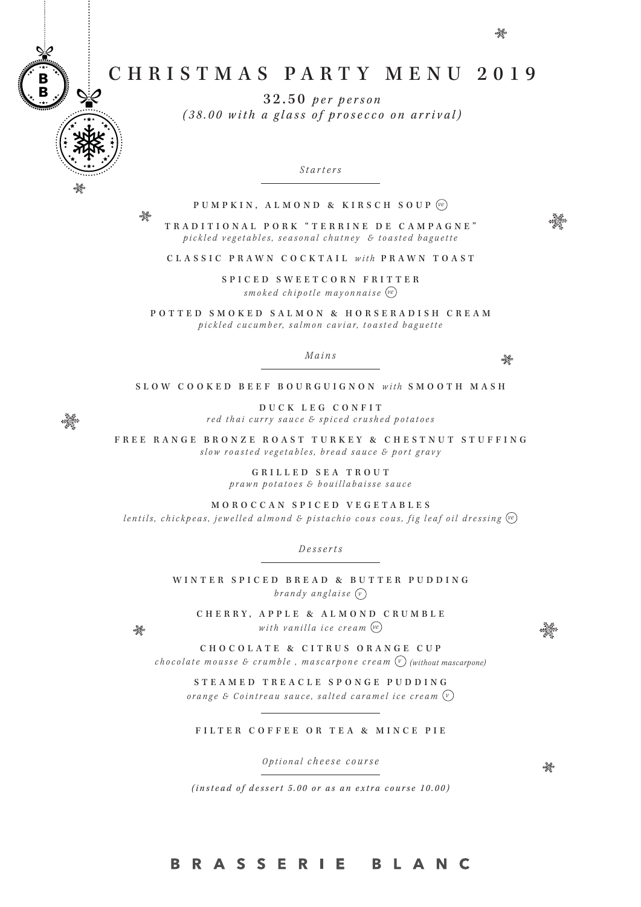# CHRISTMAS PARTY MENU 2019

**32.50** *per person*
*(38.00 with a glass of prosecco on arrival)*

## *Starters*

**PUMPKIN, ALMOND & KIRSCH SOUP** (ve)

**TRADITIONAL PORK "TERRINE DE CAMPAGNE"**
*pickled vegetables, seasonal chutney & toasted baguette*

**CLASSIC PRAWN COCKTAIL** *with* **PRAWN TOAST**

**SPICED SWEETCORN FRITTER**
*smoked chipotle mayonnaise* (ve)

**POTTED SMOKED SALMON & HORSERADISH CREAM**
*pickled cucumber, salmon caviar, toasted baguette*

## *Mains*

**SLOW COOKED BEEF BOURGUIGNON** *with* **SMOOTH MASH**

**DUCK LEG CONFIT**
*red thai curry sauce & spiced crushed potatoes*

**FREE RANGE BRONZE ROAST TURKEY & CHESTNUT STUFFING**
*slow roasted vegetables, bread sauce & port gravy*

**GRILLED SEA TROUT**
*prawn potatoes & bouillabaisse sauce*

**MOROCCAN SPICED VEGETABLES**
*lentils, chickpeas, jewelled almond & pistachio cous cous, fig leaf oil dressing* (ve)

## *Desserts*

**WINTER SPICED BREAD & BUTTER PUDDING**
*brandy anglaise* (v)

**CHERRY, APPLE & ALMOND CRUMBLE**
*with vanilla ice cream* (ve)

**CHOCOLATE & CITRUS ORANGE CUP**
*chocolate mousse & crumble , mascarpone cream* (v) *(without mascarpone)*

**STEAMED TREACLE SPONGE PUDDING**
*orange & Cointreau sauce, salted caramel ice cream* (v)

---

**FILTER COFFEE OR TEA & MINCE PIE**

## *Optional cheese course*

*(instead of dessert 5.00 or as an extra course 10.00)*

**BRASSERIE BLANC**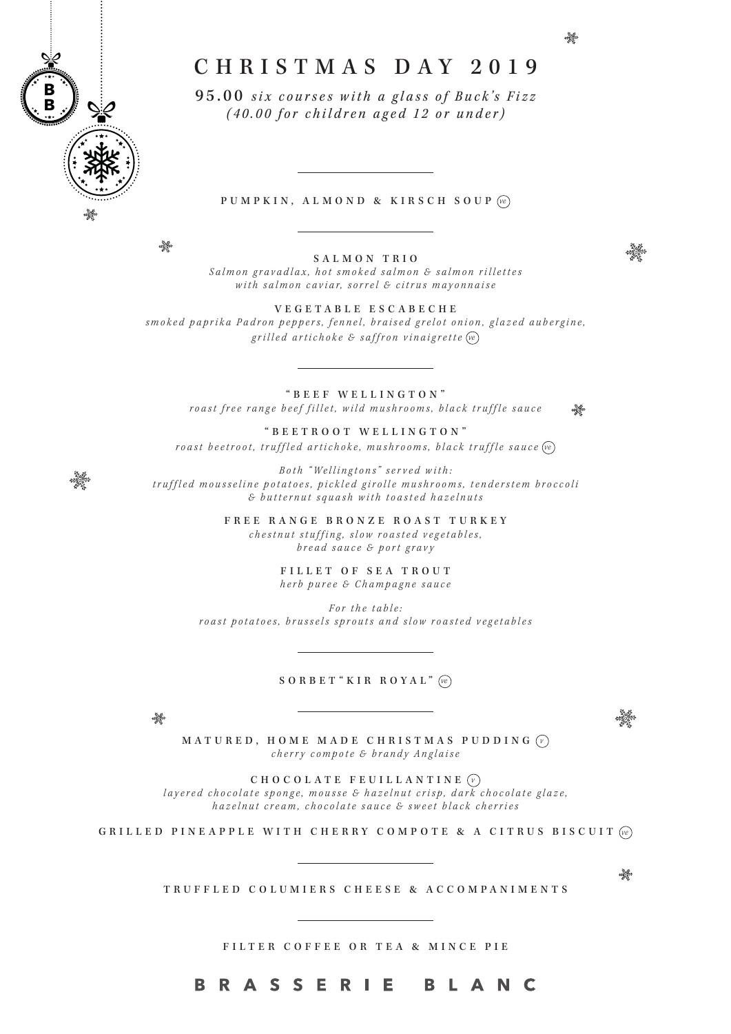# CHRISTMAS DAY 2019

**95.00** *six courses with a glass of Buck's Fizz*
*(40.00 for children aged 12 or under)*

---

**PUMPKIN, ALMOND & KIRSCH SOUP** (ve)

---

**SALMON TRIO**
*Salmon gravadlax, hot smoked salmon & salmon rillettes with salmon caviar, sorrel & citrus mayonnaise*

**VEGETABLE ESCABECHE**
*smoked paprika Padron peppers, fennel, braised grelot onion, glazed aubergine, grilled artichoke & saffron vinaigrette* (ve)

---

**"BEEF WELLINGTON"**
*roast free range beef fillet, wild mushrooms, black truffle sauce*

**"BEETROOT WELLINGTON"**
*roast beetroot, truffled artichoke, mushrooms, black truffle sauce* (ve)

*Both "Wellingtons" served with:*
*truffled mousseline potatoes, pickled girolle mushrooms, tenderstem broccoli & butternut squash with toasted hazelnuts*

**FREE RANGE BRONZE ROAST TURKEY**
*chestnut stuffing, slow roasted vegetables, bread sauce & port gravy*

**FILLET OF SEA TROUT**
*herb puree & Champagne sauce*

*For the table:*
*roast potatoes, brussels sprouts and slow roasted vegetables*

---

**SORBET "KIR ROYAL"** (ve)

---

**MATURED, HOME MADE CHRISTMAS PUDDING** (v)
*cherry compote & brandy Anglaise*

**CHOCOLATE FEUILLANTINE** (v)
*layered chocolate sponge, mousse & hazelnut crisp, dark chocolate glaze, hazelnut cream, chocolate sauce & sweet black cherries*

**GRILLED PINEAPPLE WITH CHERRY COMPOTE & A CITRUS BISCUIT** (ve)

---

**TRUFFLED COLUMIERS CHEESE & ACCOMPANIMENTS**

---

**FILTER COFFEE OR TEA & MINCE PIE**

**BRASSERIE BLANC**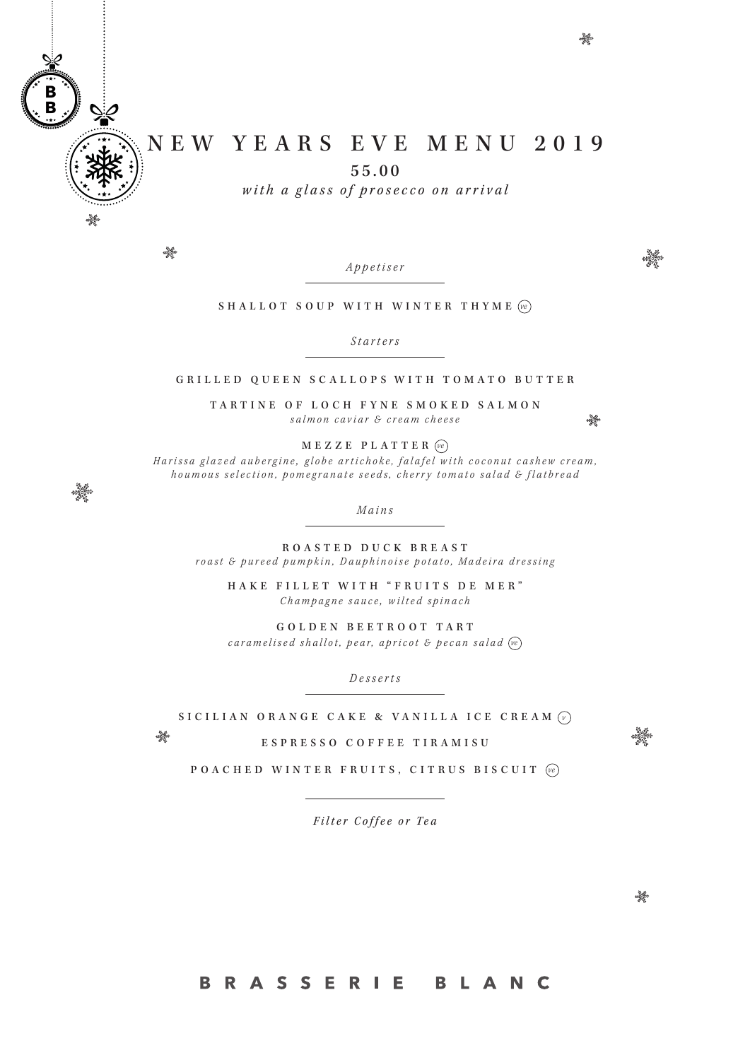# NEW YEARS EVE MENU 2019

**55.00**

*with a glass of prosecco on arrival*

*Appetiser*

SHALLOT SOUP WITH WINTER THYME (ve)

*Starters*

GRILLED QUEEN SCALLOPS WITH TOMATO BUTTER

TARTINE OF LOCH FYNE SMOKED SALMON
*salmon caviar & cream cheese*

MEZZE PLATTER (ve)
*Harissa glazed aubergine, globe artichoke, falafel with coconut cashew cream, houmous selection, pomegranate seeds, cherry tomato salad & flatbread*

*Mains*

ROASTED DUCK BREAST
*roast & pureed pumpkin, Dauphinoise potato, Madeira dressing*

HAKE FILLET WITH "FRUITS DE MER"
*Champagne sauce, wilted spinach*

GOLDEN BEETROOT TART
*caramelised shallot, pear, apricot & pecan salad (ve)*

*Desserts*

SICILIAN ORANGE CAKE & VANILLA ICE CREAM (v)

ESPRESSO COFFEE TIRAMISU

POACHED WINTER FRUITS, CITRUS BISCUIT (ve)

*Filter Coffee or Tea*

BRASSERIE BLANC